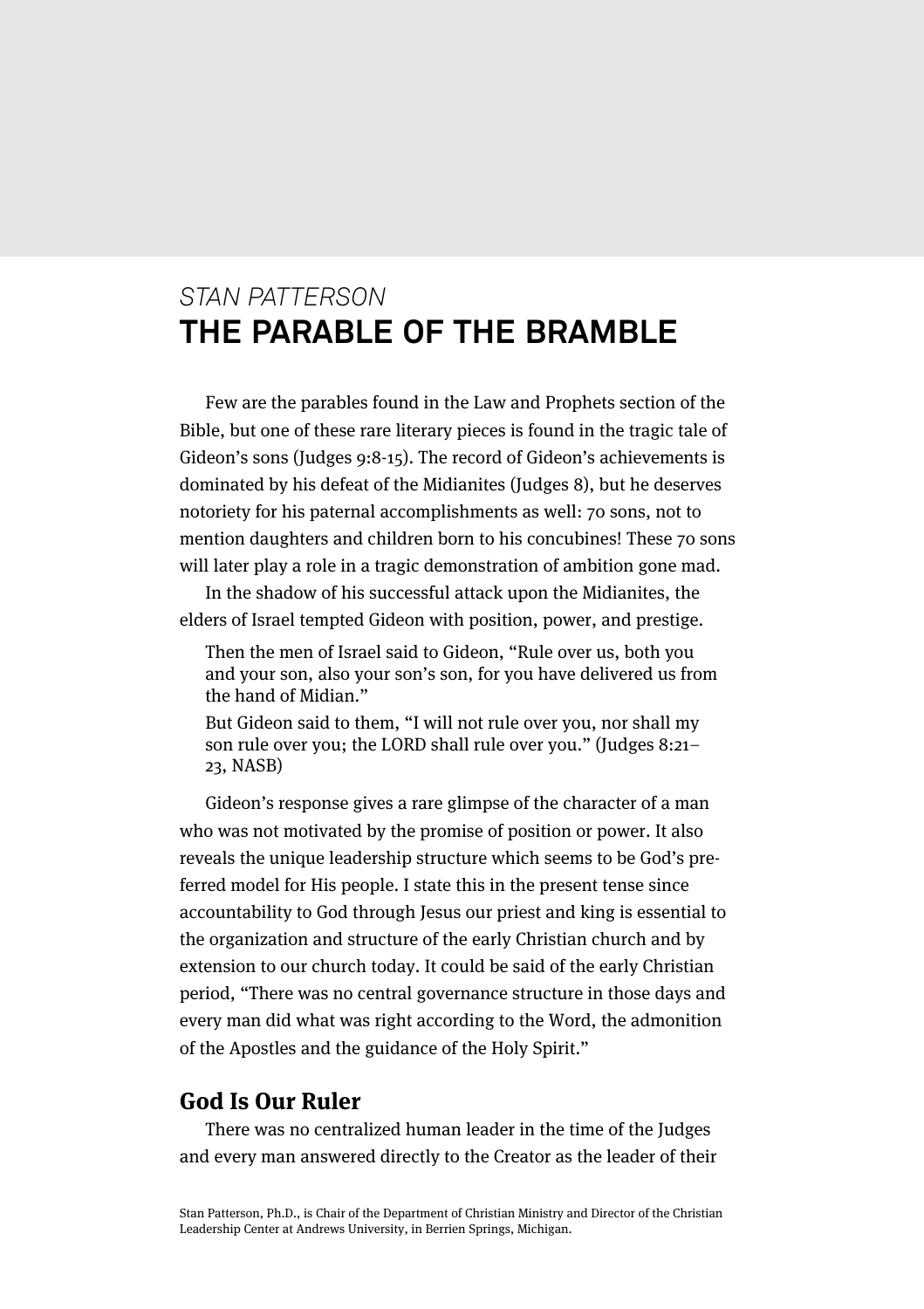*STAN PATTERSON*

# THE PARABLE OF THE BRAMBLE

Few are the parables found in the Law and Prophets section of the Bible, but one of these rare literary pieces is found in the tragic tale of Gideon's sons (Judges 9:8-15). The record of Gideon's achievements is dominated by his defeat of the Midianites (Judges 8), but he deserves notoriety for his paternal accomplishments as well: 70 sons, not to mention daughters and children born to his concubines! These 70 sons will later play a role in a tragic demonstration of ambition gone mad.

In the shadow of his successful attack upon the Midianites, the elders of Israel tempted Gideon with position, power, and prestige.

> Then the men of Israel said to Gideon, "Rule over us, both you and your son, also your son's son, for you have delivered us from the hand of Midian."
>
> But Gideon said to them, "I will not rule over you, nor shall my son rule over you; the LORD shall rule over you." (Judges 8:21–23, NASB)

Gideon's response gives a rare glimpse of the character of a man who was not motivated by the promise of position or power. It also reveals the unique leadership structure which seems to be God's preferred model for His people. I state this in the present tense since accountability to God through Jesus our priest and king is essential to the organization and structure of the early Christian church and by extension to our church today. It could be said of the early Christian period, "There was no central governance structure in those days and every man did what was right according to the Word, the admonition of the Apostles and the guidance of the Holy Spirit."

## God Is Our Ruler

There was no centralized human leader in the time of the Judges and every man answered directly to the Creator as the leader of their

Stan Patterson, Ph.D., is Chair of the Department of Christian Ministry and Director of the Christian Leadership Center at Andrews University, in Berrien Springs, Michigan.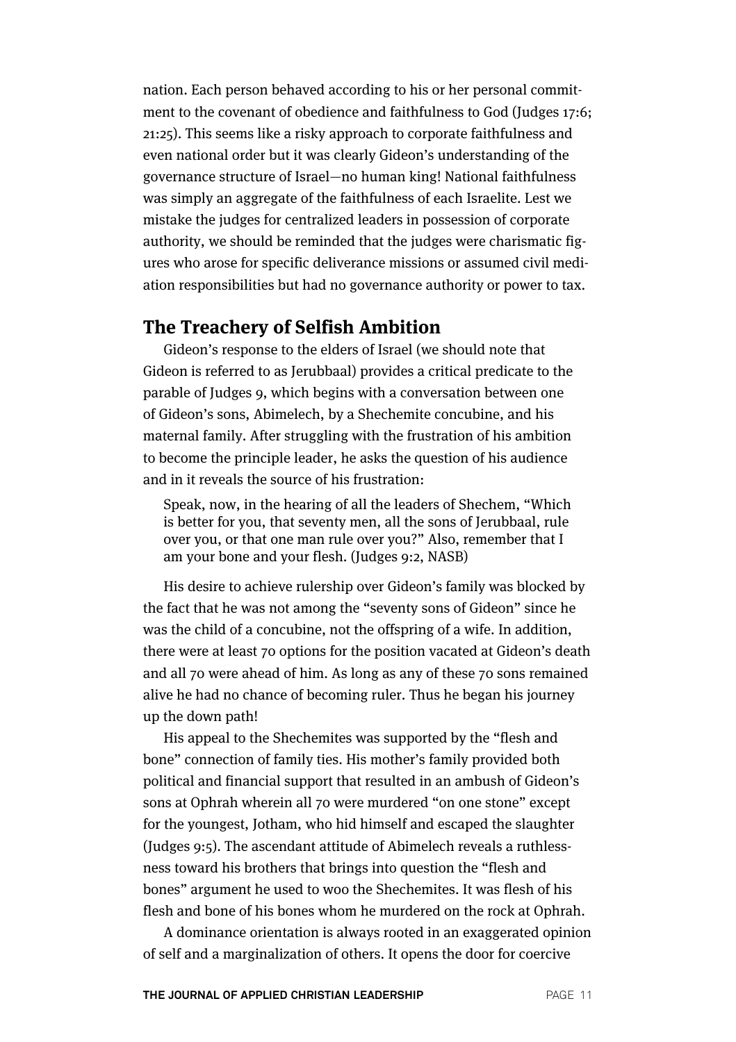nation. Each person behaved according to his or her personal commitment to the covenant of obedience and faithfulness to God (Judges 17:6; 21:25). This seems like a risky approach to corporate faithfulness and even national order but it was clearly Gideon's understanding of the governance structure of Israel—no human king! National faithfulness was simply an aggregate of the faithfulness of each Israelite. Lest we mistake the judges for centralized leaders in possession of corporate authority, we should be reminded that the judges were charismatic figures who arose for specific deliverance missions or assumed civil mediation responsibilities but had no governance authority or power to tax.

## The Treachery of Selfish Ambition

Gideon's response to the elders of Israel (we should note that Gideon is referred to as Jerubbaal) provides a critical predicate to the parable of Judges 9, which begins with a conversation between one of Gideon's sons, Abimelech, by a Shechemite concubine, and his maternal family. After struggling with the frustration of his ambition to become the principle leader, he asks the question of his audience and in it reveals the source of his frustration:

> Speak, now, in the hearing of all the leaders of Shechem, "Which is better for you, that seventy men, all the sons of Jerubbaal, rule over you, or that one man rule over you?" Also, remember that I am your bone and your flesh. (Judges 9:2, NASB)

His desire to achieve rulership over Gideon's family was blocked by the fact that he was not among the "seventy sons of Gideon" since he was the child of a concubine, not the offspring of a wife. In addition, there were at least 70 options for the position vacated at Gideon's death and all 70 were ahead of him. As long as any of these 70 sons remained alive he had no chance of becoming ruler. Thus he began his journey up the down path!

His appeal to the Shechemites was supported by the "flesh and bone" connection of family ties. His mother's family provided both political and financial support that resulted in an ambush of Gideon's sons at Ophrah wherein all 70 were murdered "on one stone" except for the youngest, Jotham, who hid himself and escaped the slaughter (Judges 9:5). The ascendant attitude of Abimelech reveals a ruthlessness toward his brothers that brings into question the "flesh and bones" argument he used to woo the Shechemites. It was flesh of his flesh and bone of his bones whom he murdered on the rock at Ophrah.

A dominance orientation is always rooted in an exaggerated opinion of self and a marginalization of others. It opens the door for coercive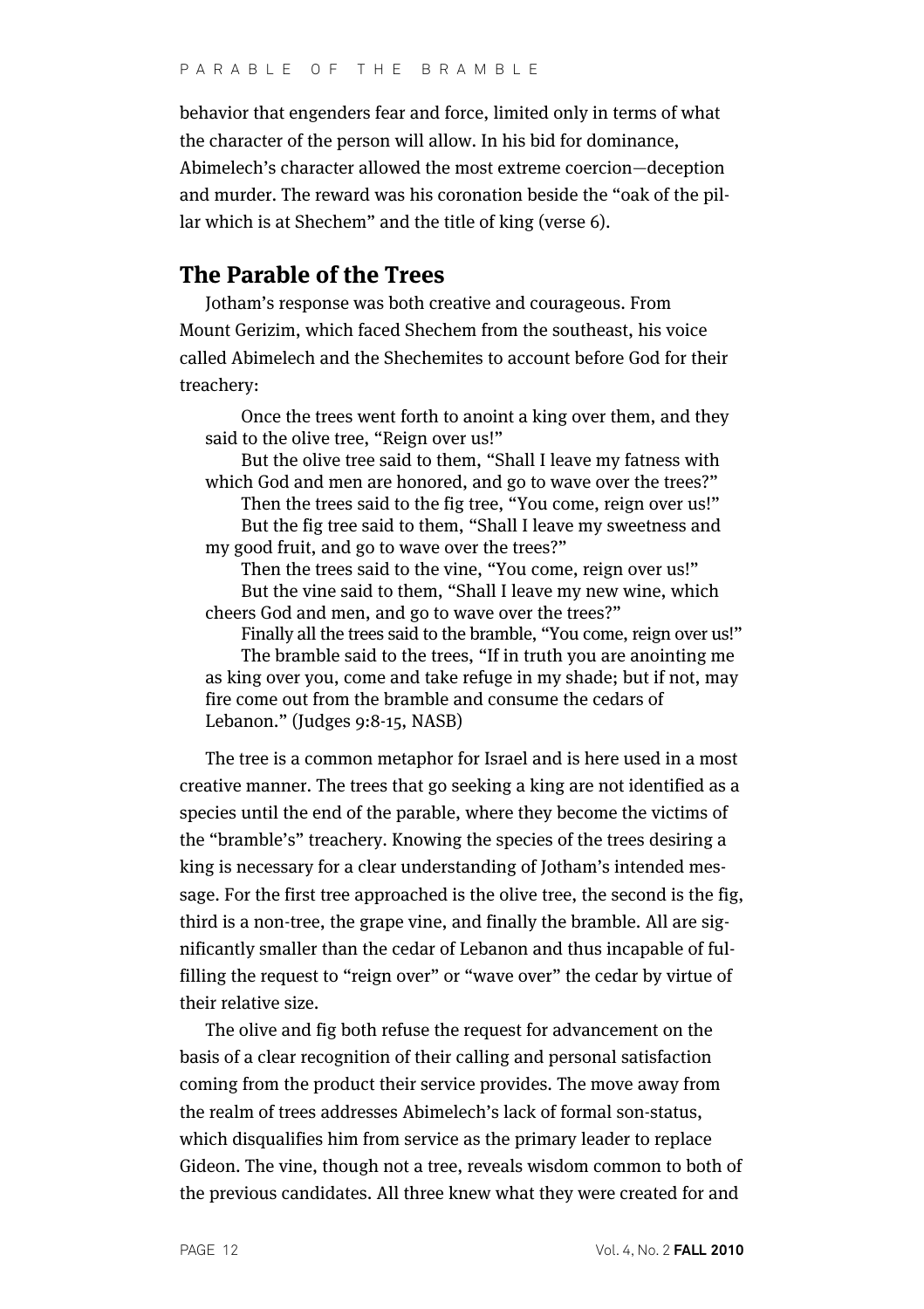behavior that engenders fear and force, limited only in terms of what the character of the person will allow. In his bid for dominance, Abimelech's character allowed the most extreme coercion—deception and murder. The reward was his coronation beside the "oak of the pillar which is at Shechem" and the title of king (verse 6).

## The Parable of the Trees

Jotham's response was both creative and courageous. From Mount Gerizim, which faced Shechem from the southeast, his voice called Abimelech and the Shechemites to account before God for their treachery:

> Once the trees went forth to anoint a king over them, and they said to the olive tree, "Reign over us!"
>
> But the olive tree said to them, "Shall I leave my fatness with which God and men are honored, and go to wave over the trees?"
>
> Then the trees said to the fig tree, "You come, reign over us!"
>
> But the fig tree said to them, "Shall I leave my sweetness and my good fruit, and go to wave over the trees?"
>
> Then the trees said to the vine, "You come, reign over us!"
>
> But the vine said to them, "Shall I leave my new wine, which cheers God and men, and go to wave over the trees?"
>
> Finally all the trees said to the bramble, "You come, reign over us!"
>
> The bramble said to the trees, "If in truth you are anointing me as king over you, come and take refuge in my shade; but if not, may fire come out from the bramble and consume the cedars of Lebanon." (Judges 9:8-15, NASB)

The tree is a common metaphor for Israel and is here used in a most creative manner. The trees that go seeking a king are not identified as a species until the end of the parable, where they become the victims of the "bramble's" treachery. Knowing the species of the trees desiring a king is necessary for a clear understanding of Jotham's intended message. For the first tree approached is the olive tree, the second is the fig, third is a non-tree, the grape vine, and finally the bramble. All are significantly smaller than the cedar of Lebanon and thus incapable of fulfilling the request to "reign over" or "wave over" the cedar by virtue of their relative size.

The olive and fig both refuse the request for advancement on the basis of a clear recognition of their calling and personal satisfaction coming from the product their service provides. The move away from the realm of trees addresses Abimelech's lack of formal son-status, which disqualifies him from service as the primary leader to replace Gideon. The vine, though not a tree, reveals wisdom common to both of the previous candidates. All three knew what they were created for and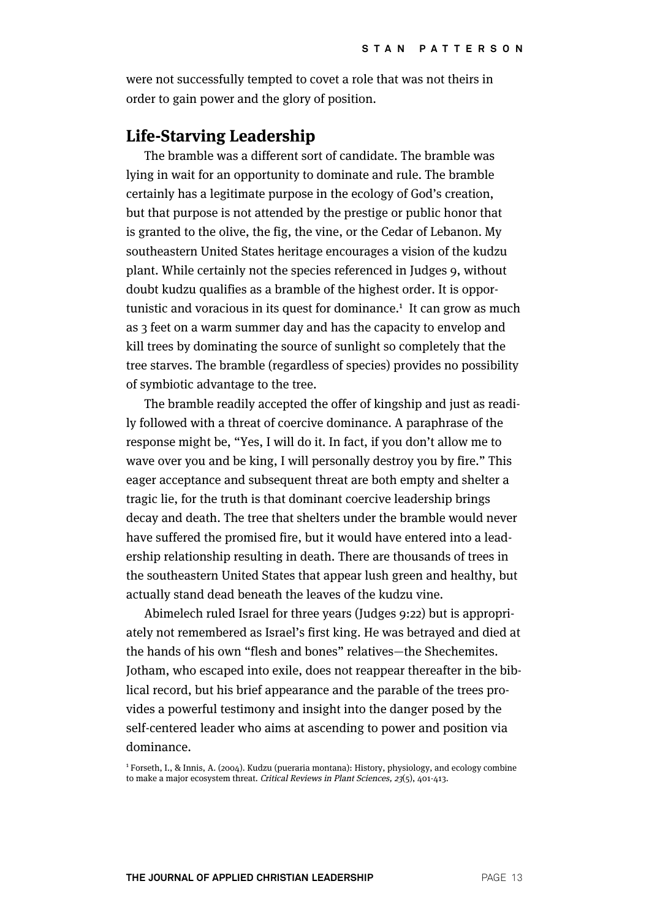were not successfully tempted to covet a role that was not theirs in order to gain power and the glory of position.

## Life-Starving Leadership

The bramble was a different sort of candidate. The bramble was lying in wait for an opportunity to dominate and rule. The bramble certainly has a legitimate purpose in the ecology of God's creation, but that purpose is not attended by the prestige or public honor that is granted to the olive, the fig, the vine, or the Cedar of Lebanon. My southeastern United States heritage encourages a vision of the kudzu plant. While certainly not the species referenced in Judges 9, without doubt kudzu qualifies as a bramble of the highest order. It is opportunistic and voracious in its quest for dominance.[1] It can grow as much as 3 feet on a warm summer day and has the capacity to envelop and kill trees by dominating the source of sunlight so completely that the tree starves. The bramble (regardless of species) provides no possibility of symbiotic advantage to the tree.

The bramble readily accepted the offer of kingship and just as readily followed with a threat of coercive dominance. A paraphrase of the response might be, "Yes, I will do it. In fact, if you don't allow me to wave over you and be king, I will personally destroy you by fire." This eager acceptance and subsequent threat are both empty and shelter a tragic lie, for the truth is that dominant coercive leadership brings decay and death. The tree that shelters under the bramble would never have suffered the promised fire, but it would have entered into a leadership relationship resulting in death. There are thousands of trees in the southeastern United States that appear lush green and healthy, but actually stand dead beneath the leaves of the kudzu vine.

Abimelech ruled Israel for three years (Judges 9:22) but is appropriately not remembered as Israel's first king. He was betrayed and died at the hands of his own "flesh and bones" relatives—the Shechemites. Jotham, who escaped into exile, does not reappear thereafter in the biblical record, but his brief appearance and the parable of the trees provides a powerful testimony and insight into the danger posed by the self-centered leader who aims at ascending to power and position via dominance.

[1] Forseth, I., & Innis, A. (2004). Kudzu (pueraria montana): History, physiology, and ecology combine to make a major ecosystem threat. *Critical Reviews in Plant Sciences, 23*(5), 401-413.